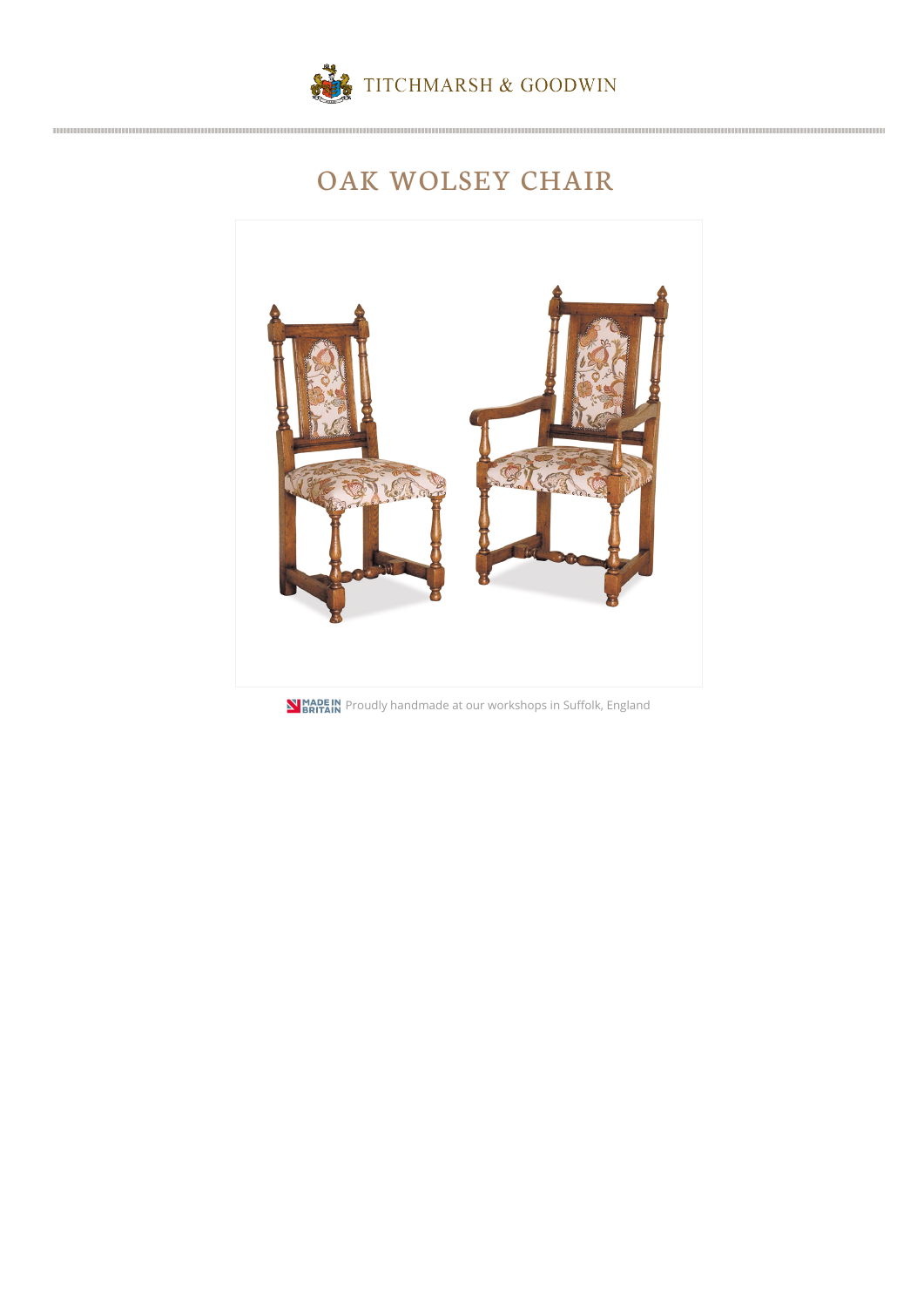TITCHMARSH & GOODWIN

# OAK WOLSEY CHAIR

MADE IN BRITAIN Proudly handmade at our workshops in Suffolk, England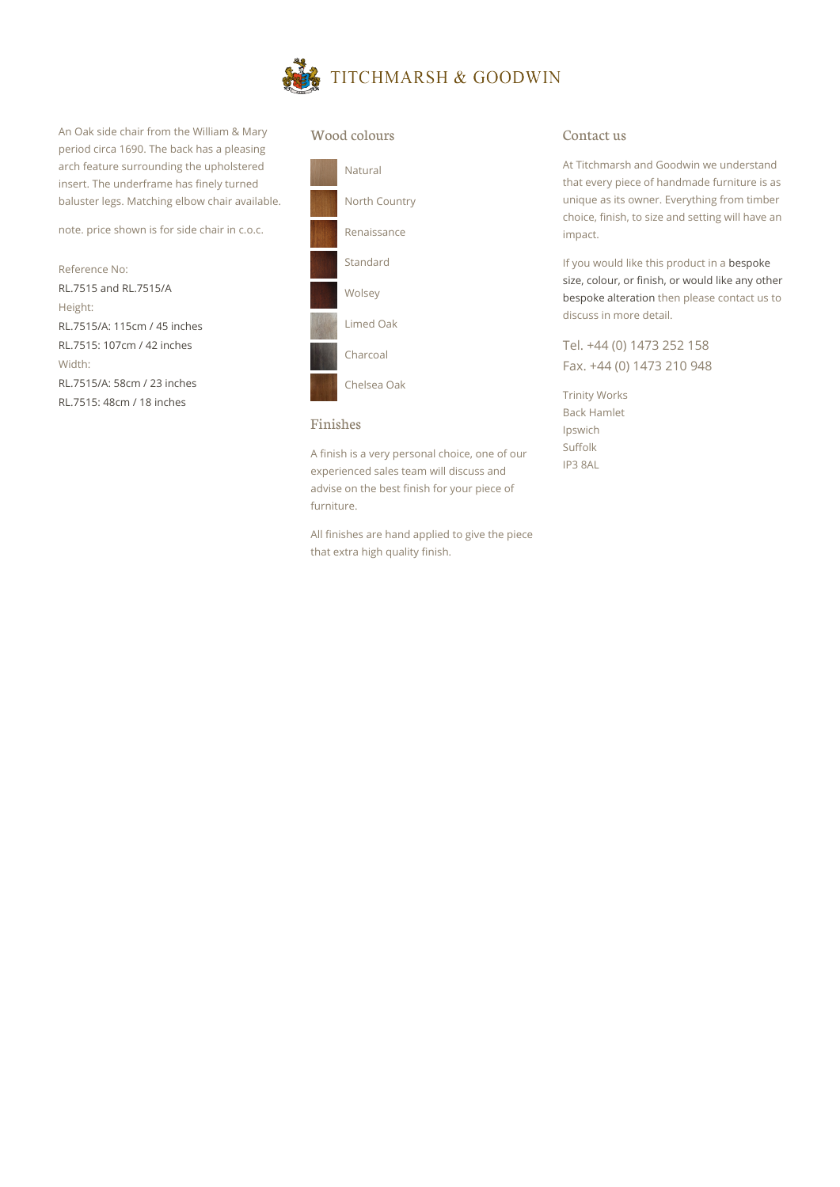TITCHMARSH & GOODWIN

An Oak side chair from the William & Mary period circa 1690. The back has a pleasing arch feature surrounding the upholstered insert. The underframe has finely turned baluster legs. Matching elbow chair available.

note. price shown is for side chair in c.o.c.

Reference No:
RL.7515 and RL.7515/A
Height:
RL.7515/A: 115cm / 45 inches
RL.7515: 107cm / 42 inches
Width:
RL.7515/A: 58cm / 23 inches
RL.7515: 48cm / 18 inches

## Wood colours

- Natural
- North Country
- Renaissance
- Standard
- Wolsey
- Limed Oak
- Charcoal
- Chelsea Oak

## Finishes

A finish is a very personal choice, one of our experienced sales team will discuss and advise on the best finish for your piece of furniture.

All finishes are hand applied to give the piece that extra high quality finish.

## Contact us

At Titchmarsh and Goodwin we understand that every piece of handmade furniture is as unique as its owner. Everything from timber choice, finish, to size and setting will have an impact.

If you would like this product in a bespoke size, colour, or finish, or would like any other bespoke alteration then please contact us to discuss in more detail.

Tel. +44 (0) 1473 252 158
Fax. +44 (0) 1473 210 948

Trinity Works
Back Hamlet
Ipswich
Suffolk
IP3 8AL